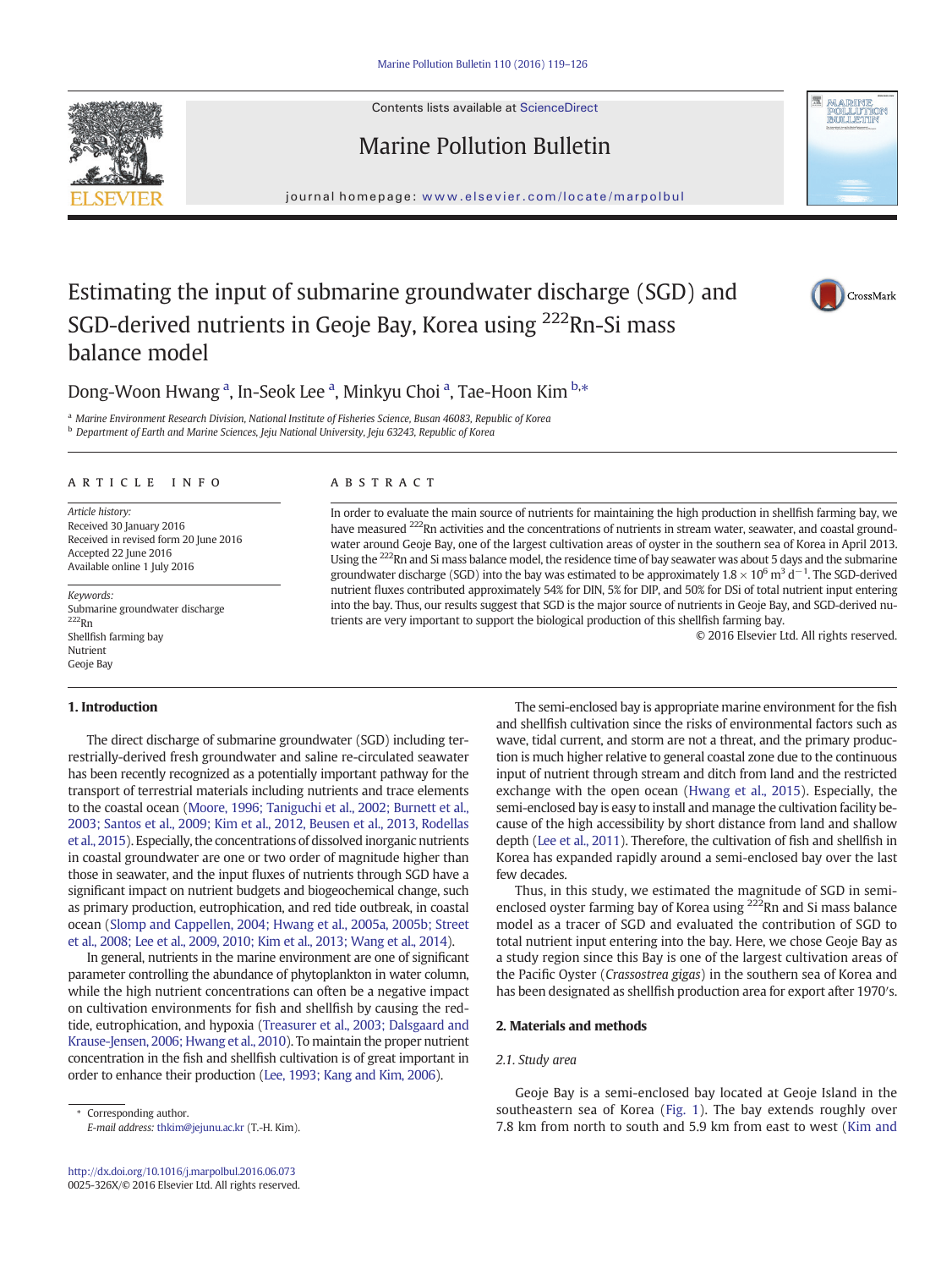Contents lists available at ScienceDirect

# Marine Pollution Bulletin

journal homepage: www.elsevier.com/locate/marpolbul

# Estimating the input of submarine groundwater discharge (SGD) and SGD-derived nutrients in Geoje Bay, Korea using $^{222}$Rn-Si mass balance model

Dong-Woon Hwang [a], In-Seok Lee [a], Minkyu Choi [a], Tae-Hoon Kim [b,*]

[a] Marine Environment Research Division, National Institute of Fisheries Science, Busan 46083, Republic of Korea
[b] Department of Earth and Marine Sciences, Jeju National University, Jeju 63243, Republic of Korea

## ARTICLE INFO

*Article history:*
Received 30 January 2016
Received in revised form 20 June 2016
Accepted 22 June 2016
Available online 1 July 2016

*Keywords:*
Submarine groundwater discharge
$^{222}$Rn
Shellfish farming bay
Nutrient
Geoje Bay

## ABSTRACT

In order to evaluate the main source of nutrients for maintaining the high production in shellfish farming bay, we have measured $^{222}$Rn activities and the concentrations of nutrients in stream water, seawater, and coastal groundwater around Geoje Bay, one of the largest cultivation areas of oyster in the southern sea of Korea in April 2013. Using the $^{222}$Rn and Si mass balance model, the residence time of bay seawater was about 5 days and the submarine groundwater discharge (SGD) into the bay was estimated to be approximately $1.8 \times 10^6$ m$^3$ d$^{-1}$. The SGD-derived nutrient fluxes contributed approximately 54% for DIN, 5% for DIP, and 50% for DSi of total nutrient input entering into the bay. Thus, our results suggest that SGD is the major source of nutrients in Geoje Bay, and SGD-derived nutrients are very important to support the biological production of this shellfish farming bay.

© 2016 Elsevier Ltd. All rights reserved.

## 1. Introduction

The direct discharge of submarine groundwater (SGD) including terrestrially-derived fresh groundwater and saline re-circulated seawater has been recently recognized as a potentially important pathway for the transport of terrestrial materials including nutrients and trace elements to the coastal ocean (Moore, 1996; Taniguchi et al., 2002; Burnett et al., 2003; Santos et al., 2009; Kim et al., 2012, Beusen et al., 2013, Rodellas et al., 2015). Especially, the concentrations of dissolved inorganic nutrients in coastal groundwater are one or two order of magnitude higher than those in seawater, and the input fluxes of nutrients through SGD have a significant impact on nutrient budgets and biogeochemical change, such as primary production, eutrophication, and red tide outbreak, in coastal ocean (Slomp and Cappellen, 2004; Hwang et al., 2005a, 2005b; Street et al., 2008; Lee et al., 2009, 2010; Kim et al., 2013; Wang et al., 2014).

In general, nutrients in the marine environment are one of significant parameter controlling the abundance of phytoplankton in water column, while the high nutrient concentrations can often be a negative impact on cultivation environments for fish and shellfish by causing the red-tide, eutrophication, and hypoxia (Treasurer et al., 2003; Dalsgaard and Krause-Jensen, 2006; Hwang et al., 2010). To maintain the proper nutrient concentration in the fish and shellfish cultivation is of great important in order to enhance their production (Lee, 1993; Kang and Kim, 2006).

The semi-enclosed bay is appropriate marine environment for the fish and shellfish cultivation since the risks of environmental factors such as wave, tidal current, and storm are not a threat, and the primary production is much higher relative to general coastal zone due to the continuous input of nutrient through stream and ditch from land and the restricted exchange with the open ocean (Hwang et al., 2015). Especially, the semi-enclosed bay is easy to install and manage the cultivation facility because of the high accessibility by short distance from land and shallow depth (Lee et al., 2011). Therefore, the cultivation of fish and shellfish in Korea has expanded rapidly around a semi-enclosed bay over the last few decades.

Thus, in this study, we estimated the magnitude of SGD in semi-enclosed oyster farming bay of Korea using $^{222}$Rn and Si mass balance model as a tracer of SGD and evaluated the contribution of SGD to total nutrient input entering into the bay. Here, we chose Geoje Bay as a study region since this Bay is one of the largest cultivation areas of the Pacific Oyster (*Crassostrea gigas*) in the southern sea of Korea and has been designated as shellfish production area for export after 1970's.

## 2. Materials and methods

### 2.1. Study area

Geoje Bay is a semi-enclosed bay located at Geoje Island in the southeastern sea of Korea (Fig. 1). The bay extends roughly over 7.8 km from north to south and 5.9 km from east to west (Kim and

---

\* Corresponding author.
*E-mail address:* thkim@jejunu.ac.kr (T.-H. Kim).

http://dx.doi.org/10.1016/j.marpolbul.2016.06.073
0025-326X/© 2016 Elsevier Ltd. All rights reserved.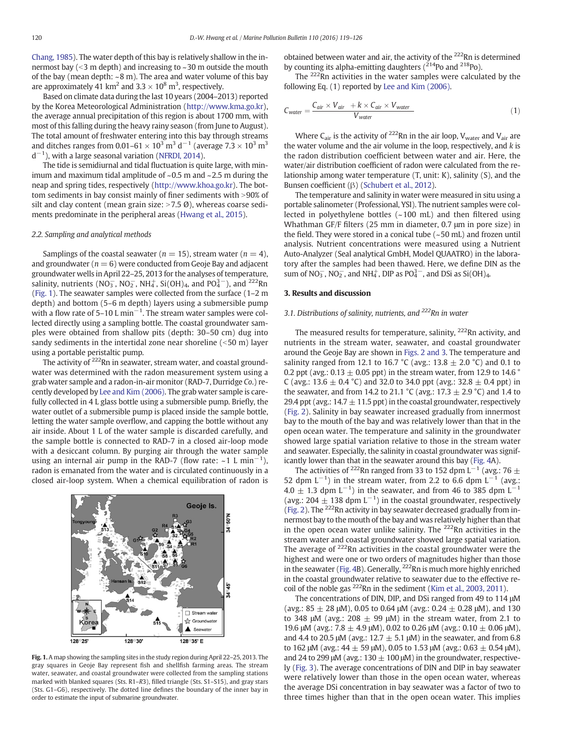Chang, 1985). The water depth of this bay is relatively shallow in the innermost bay (<3 m depth) and increasing to ~30 m outside the mouth of the bay (mean depth: ~8 m). The area and water volume of this bay are approximately 41 $km^2$ and $3.3 \times 10^8$ $m^3$, respectively.

Based on climate data during the last 10 years (2004–2013) reported by the Korea Meteorological Administration (http://www.kma.go.kr), the average annual precipitation of this region is about 1700 mm, with most of this falling during the heavy rainy season (from June to August). The total amount of freshwater entering into this bay through streams and ditches ranges from 0.01–61 × $10^3$ $m^3$ $d^{-1}$ (average $7.3 \times 10^3$ $m^3$ $d^{-1}$), with a large seasonal variation (NFRDI, 2014).

The tide is semidiurnal and tidal fluctuation is quite large, with minimum and maximum tidal amplitude of ~0.5 m and ~2.5 m during the neap and spring tides, respectively (http://www.khoa.go.kr). The bottom sediments in bay consist mainly of finer sediments with >90% of silt and clay content (mean grain size: >7.5 Ø), whereas coarse sediments predominate in the peripheral areas (Hwang et al., 2015).

### 2.2. Sampling and analytical methods

Samplings of the coastal seawater ($n = 15$), stream water ($n = 4$), and groundwater ($n = 6$) were conducted from Geoje Bay and adjacent groundwater wells in April 22–25, 2013 for the analyses of temperature, salinity, nutrients ($NO_3^-$, $NO_2^-$, $NH_4^+$, $Si(OH)_4$, and $PO_4^{3-}$), and $^{222}Rn$ (Fig. 1). The seawater samples were collected from the surface (1–2 m depth) and bottom (5–6 m depth) layers using a submersible pump with a flow rate of 5–10 L $min^{-1}$. The stream water samples were collected directly using a sampling bottle. The coastal groundwater samples were obtained from shallow pits (depth: 30–50 cm) dug into sandy sediments in the intertidal zone near shoreline (<50 m) layer using a portable peristaltic pump.

The activity of $^{222}Rn$ in seawater, stream water, and coastal groundwater was determined with the radon measurement system using a grab water sample and a radon-in-air monitor (RAD-7, Durridge *Co.*) recently developed by Lee and Kim (2006). The grab water sample is carefully collected in 4 L glass bottle using a submersible pump. Briefly, the water outlet of a submersible pump is placed inside the sample bottle, letting the water sample overflow, and capping the bottle without any air inside. About 1 L of the water sample is discarded carefully, and the sample bottle is connected to RAD-7 in a closed air-loop mode with a desiccant column. By purging air through the water sample using an internal air pump in the RAD-7 (flow rate: ~1 L $min^{-1}$), radon is emanated from the water and is circulated continuously in a closed air-loop system. When a chemical equilibration of radon is obtained between water and air, the activity of the $^{222}Rn$ is determined by counting its alpha-emitting daughters ($^{214}Po$ and $^{218}Po$).

**Fig. 1.** A map showing the sampling sites in the study region during April 22–25, 2013. The gray squares in Geoje Bay represent fish and shellfish farming areas. The stream water, seawater, and coastal groundwater were collected from the sampling stations marked with blanked squares (Sts. R1–R3), filled triangle (Sts. S1–S15), and gray stars (Sts. G1–G6), respectively. The dotted line defines the boundary of the inner bay in order to estimate the input of submarine groundwater.

The $^{222}Rn$ activities in the water samples were calculated by the following Eq. (1) reported by Lee and Kim (2006).

$$C_{water} = \frac{C_{air} \times V_{air} + k \times C_{air} \times V_{water}}{V_{water}} \tag{1}$$

Where $C_{air}$ is the activity of $^{222}Rn$ in the air loop, $V_{water}$ and $V_{air}$ are the water volume and the air volume in the loop, respectively, and $k$ is the radon distribution coefficient between water and air. Here, the water/air distribution coefficient of radon were calculated from the relationship among water temperature (T, unit: K), salinity (S), and the Bunsen coefficient (β) (Schubert et al., 2012).

The temperature and salinity in water were measured in situ using a portable salinometer (Professional, YSI). The nutrient samples were collected in polyethylene bottles (~100 mL) and then filtered using Whathman GF/F filters (25 mm in diameter, 0.7 μm in pore size) in the field. They were stored in a conical tube (~50 mL) and frozen until analysis. Nutrient concentrations were measured using a Nutrient Auto-Analyzer (Seal analytical GmbH, Model QUAATRO) in the laboratory after the samples had been thawed. Here, we define DIN as the sum of $NO_3^-$, $NO_2^-$, and $NH_4^+$, DIP as $PO_4^{3-}$, and DSi as $Si(OH)_4$.

## 3. Results and discussion

### 3.1. Distributions of salinity, nutrients, and $^{222}Rn$ in water

The measured results for temperature, salinity, $^{222}Rn$ activity, and nutrients in the stream water, seawater, and coastal groundwater around the Geoje Bay are shown in Figs. 2 and 3. The temperature and salinity ranged from 12.1 to 16.7 °C (avg.: 13.8 ± 2.0 °C) and 0.1 to 0.2 ppt (avg.: 0.13 ± 0.05 ppt) in the stream water, from 12.9 to 14.6 °C (avg.: 13.6 ± 0.4 °C) and 32.0 to 34.0 ppt (avg.: 32.8 ± 0.4 ppt) in the seawater, and from 14.2 to 21.1 °C (avg.: 17.3 ± 2.9 °C) and 1.4 to 29.4 ppt (avg.: 14.7 ± 11.5 ppt) in the coastal groundwater, respectively (Fig. 2). Salinity in bay seawater increased gradually from innermost bay to the mouth of the bay and was relatively lower than that in the open ocean water. The temperature and salinity in the groundwater showed large spatial variation relative to those in the stream water and seawater. Especially, the salinity in coastal groundwater was significantly lower than that in the seawater around this bay (Fig. 4A).

The activities of $^{222}Rn$ ranged from 33 to 152 dpm $L^{-1}$ (avg.: 76 ± 52 dpm $L^{-1}$) in the stream water, from 2.2 to 6.6 dpm $L^{-1}$ (avg.: 4.0 ± 1.3 dpm $L^{-1}$) in the seawater, and from 46 to 385 dpm $L^{-1}$ (avg.: 204 ± 138 dpm $L^{-1}$) in the coastal groundwater, respectively (Fig. 2). The $^{222}Rn$ activity in bay seawater decreased gradually from innermost bay to the mouth of the bay and was relatively higher than that in the open ocean water unlike salinity. The $^{222}Rn$ activities in the stream water and coastal groundwater showed large spatial variation. The average of $^{222}Rn$ activities in the coastal groundwater were the highest and were one or two orders of magnitudes higher than those in the seawater (Fig. 4B). Generally, $^{222}Rn$ is much more highly enriched in the coastal groundwater relative to seawater due to the effective recoil of the noble gas $^{222}Rn$ in the sediment (Kim et al., 2003, 2011).

The concentrations of DIN, DIP, and DSi ranged from 49 to 114 μM (avg.: 85 ± 28 μM), 0.05 to 0.64 μM (avg.: 0.24 ± 0.28 μM), and 130 to 348 μM (avg.: 208 ± 99 μM) in the stream water, from 2.1 to 19.6 μM (avg.: 7.8 ± 4.9 μM), 0.02 to 0.26 μM (avg.: 0.10 ± 0.06 μM), and 4.4 to 20.5 μM (avg.: 12.7 ± 5.1 μM) in the seawater, and from 6.8 to 162 μM (avg.: 44 ± 59 μM), 0.05 to 1.53 μM (avg.: 0.63 ± 0.54 μM), and 24 to 299 μM (avg.: 130 ± 100 μM) in the groundwater, respectively (Fig. 3). The average concentrations of DIN and DIP in bay seawater were relatively lower than those in the open ocean water, whereas the average DSi concentration in bay seawater was a factor of two to three times higher than that in the open ocean water. This implies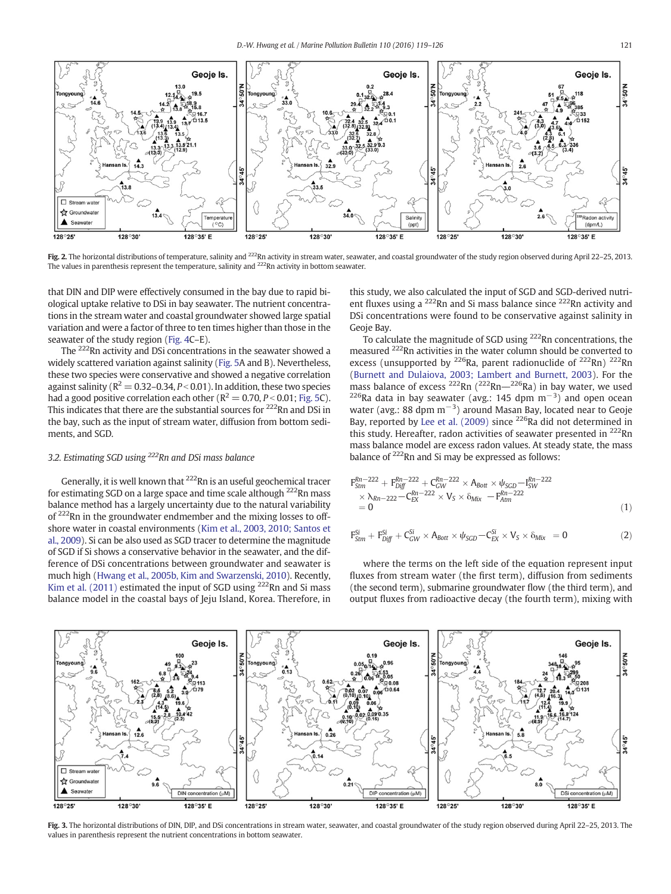**Fig. 2.** The horizontal distributions of temperature, salinity and $^{222}$Rn activity in stream water, seawater, and coastal groundwater of the study region observed during April 22–25, 2013. The values in parenthesis represent the temperature, salinity and $^{222}$Rn activity in bottom seawater.

that DIN and DIP were effectively consumed in the bay due to rapid biological uptake relative to DSi in bay seawater. The nutrient concentrations in the stream water and coastal groundwater showed large spatial variation and were a factor of three to ten times higher than those in the seawater of the study region (Fig. 4C–E).

The $^{222}$Rn activity and DSi concentrations in the seawater showed a widely scattered variation against salinity (Fig. 5A and B). Nevertheless, these two species were conservative and showed a negative correlation against salinity ($R^2 = 0.32$–$0.34$, $P < 0.01$). In addition, these two species had a good positive correlation each other ($R^2 = 0.70$, $P < 0.01$; Fig. 5C). This indicates that there are the substantial sources for $^{222}$Rn and DSi in the bay, such as the input of stream water, diffusion from bottom sediments, and SGD.

### 3.2. Estimating SGD using $^{222}$Rn and DSi mass balance

Generally, it is well known that $^{222}$Rn is an useful geochemical tracer for estimating SGD on a large space and time scale although $^{222}$Rn mass balance method has a largely uncertainty due to the natural variability of $^{222}$Rn in the groundwater endmember and the mixing losses to offshore water in coastal environments (Kim et al., 2003, 2010; Santos et al., 2009). Si can be also used as SGD tracer to determine the magnitude of SGD if Si shows a conservative behavior in the seawater, and the difference of DSi concentrations between groundwater and seawater is much high (Hwang et al., 2005b, Kim and Swarzenski, 2010). Recently, Kim et al. (2011) estimated the input of SGD using $^{222}$Rn and Si mass balance model in the coastal bays of Jeju Island, Korea. Therefore, in this study, we also calculated the input of SGD and SGD-derived nutrient fluxes using a $^{222}$Rn and Si mass balance since $^{222}$Rn activity and DSi concentrations were found to be conservative against salinity in Geoje Bay.

To calculate the magnitude of SGD using $^{222}$Rn concentrations, the measured $^{222}$Rn activities in the water column should be converted to excess (unsupported by $^{226}$Ra, parent radionuclide of $^{222}$Rn) $^{222}$Rn (Burnett and Dulaiova, 2003; Lambert and Burnett, 2003). For the mass balance of excess $^{222}$Rn ($^{222}$Rn—$^{226}$Ra) in bay water, we used $^{226}$Ra data in bay seawater (avg.: 145 dpm m$^{-3}$) and open ocean water (avg.: 88 dpm m$^{-3}$) around Masan Bay, located near to Geoje Bay, reported by Lee et al. (2009) since $^{226}$Ra did not determined in this study. Hereafter, radon activities of seawater presented in $^{222}$Rn mass balance model are excess radon values. At steady state, the mass balance of $^{222}$Rn and Si may be expressed as follows:

$$F^{Rn-222}_{Stm} + F^{Rn-222}_{Diff} + C^{Rn-222}_{GW} \times A_{Bott} \times \psi_{SGD} - I^{Rn-222}_{SW} \times \lambda_{Rn-222} - C^{Rn-222}_{EX} \times V_S \times \delta_{Mix} - F^{Rn-222}_{Atm} = 0 \tag{1}$$

$$F^{Si}_{Stm} + F^{Si}_{Diff} + C^{Si}_{GW} \times A_{Bott} \times \psi_{SGD} - C^{Si}_{EX} \times V_S \times \delta_{Mix} = 0 \tag{2}$$

where the terms on the left side of the equation represent input fluxes from stream water (the first term), diffusion from sediments (the second term), submarine groundwater flow (the third term), and output fluxes from radioactive decay (the fourth term), mixing with

**Fig. 3.** The horizontal distributions of DIN, DIP, and DSi concentrations in stream water, seawater, and coastal groundwater of the study region observed during April 22–25, 2013. The values in parenthesis represent the nutrient concentrations in bottom seawater.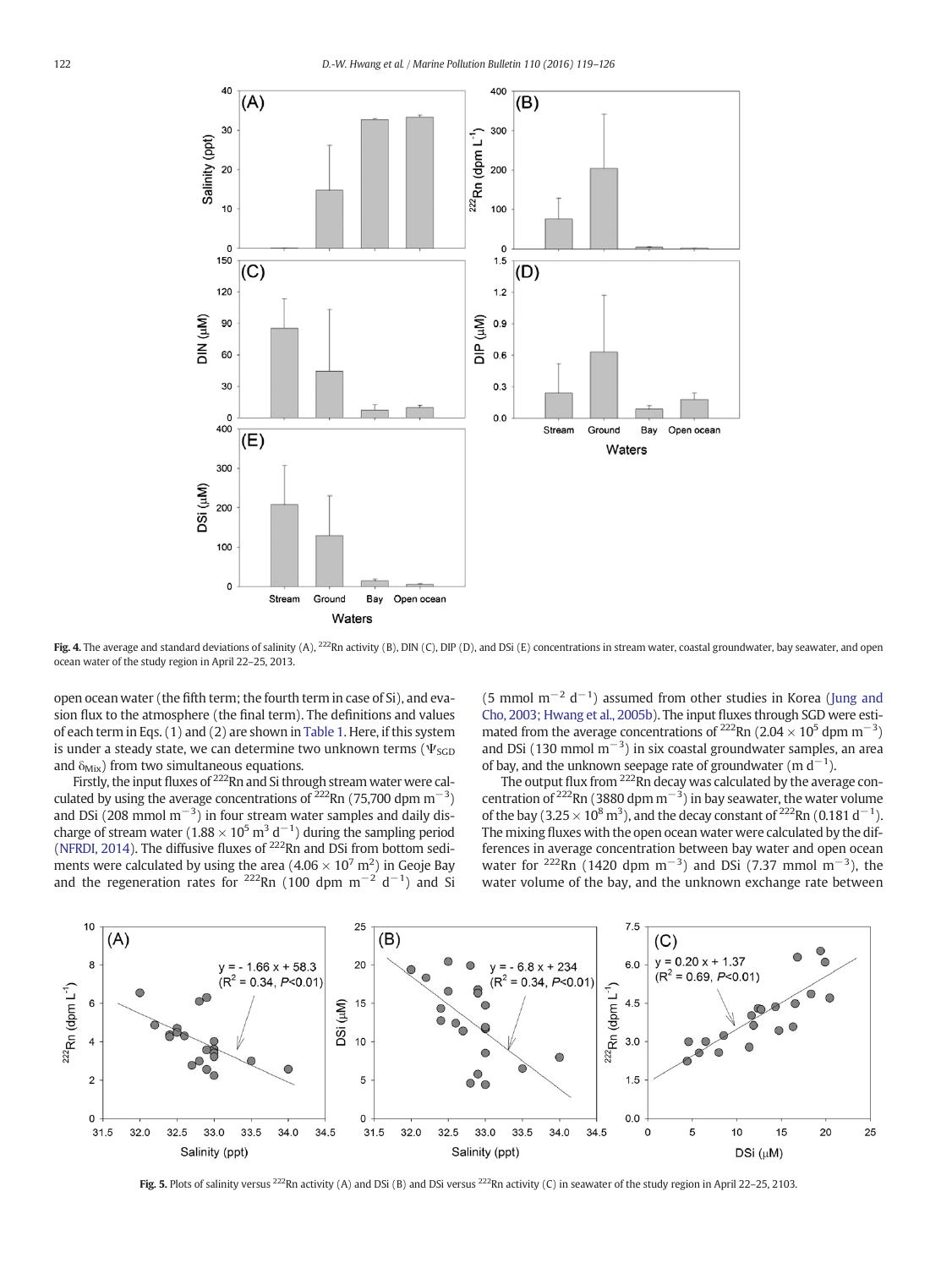Fig. 4. The average and standard deviations of salinity (A), $^{222}$Rn activity (B), DIN (C), DIP (D), and DSi (E) concentrations in stream water, coastal groundwater, bay seawater, and open ocean water of the study region in April 22–25, 2013.

open ocean water (the fifth term; the fourth term in case of Si), and evasion flux to the atmosphere (the final term). The definitions and values of each term in Eqs. (1) and (2) are shown in Table 1. Here, if this system is under a steady state, we can determine two unknown terms ($\Psi_{SGD}$ and $\delta_{Mix}$) from two simultaneous equations.

Firstly, the input fluxes of $^{222}$Rn and Si through stream water were calculated by using the average concentrations of $^{222}$Rn (75,700 dpm m$^{-3}$) and DSi (208 mmol m$^{-3}$) in four stream water samples and daily discharge of stream water ($1.88 \times 10^5$ m$^3$ d$^{-1}$) during the sampling period (NFRDI, 2014). The diffusive fluxes of $^{222}$Rn and DSi from bottom sediments were calculated by using the area ($4.06 \times 10^7$ m$^2$) in Geoje Bay and the regeneration rates for $^{222}$Rn (100 dpm m$^{-2}$ d$^{-1}$) and Si (5 mmol m$^{-2}$ d$^{-1}$) assumed from other studies in Korea (Jung and Cho, 2003; Hwang et al., 2005b). The input fluxes through SGD were estimated from the average concentrations of $^{222}$Rn ($2.04 \times 10^5$ dpm m$^{-3}$) and DSi (130 mmol m$^{-3}$) in six coastal groundwater samples, an area of bay, and the unknown seepage rate of groundwater (m d$^{-1}$).

The output flux from $^{222}$Rn decay was calculated by the average concentration of $^{222}$Rn (3880 dpm m$^{-3}$) in bay seawater, the water volume of the bay ($3.25 \times 10^8$ m$^3$), and the decay constant of $^{222}$Rn (0.181 d$^{-1}$). The mixing fluxes with the open ocean water were calculated by the differences in average concentration between bay water and open ocean water for $^{222}$Rn (1420 dpm m$^{-3}$) and DSi (7.37 mmol m$^{-3}$), the water volume of the bay, and the unknown exchange rate between

Fig. 5. Plots of salinity versus $^{222}$Rn activity (A) and DSi (B) and DSi versus $^{222}$Rn activity (C) in seawater of the study region in April 22–25, 2103.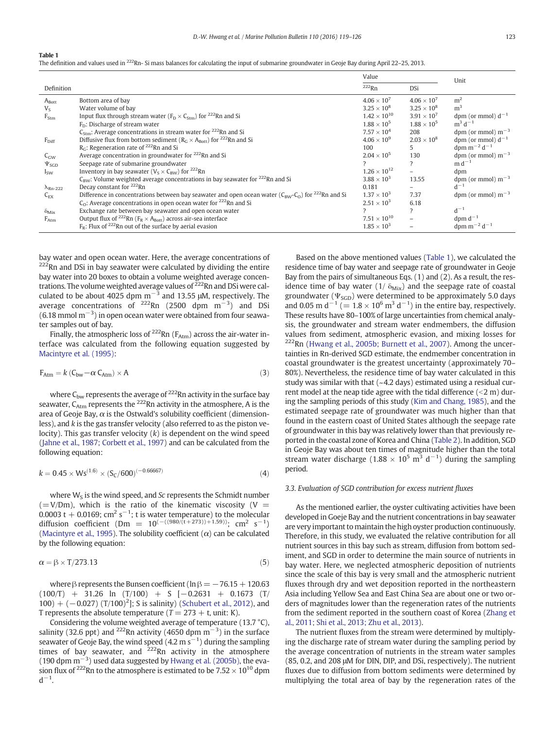**Table 1**
The definition and values used in $^{222}$Rn- Si mass balances for calculating the input of submarine groundwater in Geoje Bay during April 22–25, 2013.

| | Definition | Value | | Unit |
|---|---|---|---|---|
| | | $^{222}$Rn | DSi | |
| $A_{Bott}$ | Bottom area of bay | $4.06 \times 10^7$ | $4.06 \times 10^7$ | $m^2$ |
| $V_S$ | Water volume of bay | $3.25 \times 10^8$ | $3.25 \times 10^8$ | $m^3$ |
| $F_{Stm}$ | Input flux through stream water ($F_D \times C_{Stm}$) for $^{222}$Rn and Si | $1.42 \times 10^{10}$ | $3.91 \times 10^7$ | dpm (or mmol) $d^{-1}$ |
| | $F_D$: Discharge of stream water | $1.88 \times 10^5$ | $1.88 \times 10^5$ | $m^3\ d^{-1}$ |
| | $C_{Stm}$: Average concentrations in stream water for $^{222}$Rn and Si | $7.57 \times 10^4$ | 208 | dpm (or mmol) $m^{-3}$ |
| $F_{Diff}$ | Diffusive flux from bottom sediment ($R_G \times A_{Bott}$) for $^{222}$Rn and Si | $4.06 \times 10^9$ | $2.03 \times 10^8$ | dpm (or mmol) $d^{-1}$ |
| | $R_G$: Regeneration rate of $^{222}$Rn and Si | 100 | 5 | dpm $m^{-2}\ d^{-1}$ |
| $C_{GW}$ | Average concentration in groundwater for $^{222}$Rn and Si | $2.04 \times 10^5$ | 130 | dpm (or mmol) $m^{-3}$ |
| $\Psi_{SGD}$ | Seepage rate of submarine groundwater | ? | ? | $m\ d^{-1}$ |
| $I_{SW}$ | Inventory in bay seawater ($V_S \times C_{BW}$) for $^{222}$Rn | $1.26 \times 10^{12}$ | – | dpm |
| | $C_{BW}$: Volume weighted average concentrations in bay seawater for $^{222}$Rn and Si | $3.88 \times 10^3$ | 13.55 | dpm (or mmol) $m^{-3}$ |
| $\lambda_{Rn\text{-}222}$ | Decay constant for $^{222}$Rn | 0.181 | – | $d^{-1}$ |
| $C_{EX}$ | Difference in concentrations between bay seawater and open ocean water ($C_{BW}$-$C_O$) for $^{222}$Rn and Si | $1.37 \times 10^3$ | 7.37 | dpm (or mmol) $m^{-3}$ |
| | $C_O$: Average concentrations in open ocean water for $^{222}$Rn and Si | $2.51 \times 10^3$ | 6.18 | |
| $\delta_{Mix}$ | Exchange rate between bay seawater and open ocean water | ? | ? | $d^{-1}$ |
| $F_{Atm}$ | Output flux of $^{222}$Rn ($F_R \times A_{Bott}$) across air-sea interface | $7.51 \times 10^{10}$ | – | dpm $d^{-1}$ |
| | $F_R$: Flux of $^{222}$Rn out of the surface by aerial evasion | $1.85 \times 10^3$ | – | dpm $m^{-2}\ d^{-1}$ |

bay water and open ocean water. Here, the average concentrations of $^{222}$Rn and DSi in bay seawater were calculated by dividing the entire bay water into 20 boxes to obtain a volume weighted average concentrations. The volume weighted average values of $^{222}$Rn and DSi were calculated to be about 4025 dpm $m^{-3}$ and 13.55 μM, respectively. The average concentrations of $^{222}$Rn (2500 dpm $m^{-3}$) and DSi (6.18 mmol $m^{-3}$) in open ocean water were obtained from four seawater samples out of bay.

Finally, the atmospheric loss of $^{222}$Rn ($F_{Atm}$) across the air-water interface was calculated from the following equation suggested by Macintyre et al. (1995):

$$F_{Atm} = k\,(C_{bw} - \alpha\, C_{Atm}) \times A \tag{3}$$

where $C_{bw}$ represents the average of $^{222}$Rn activity in the surface bay seawater, $C_{Atm}$ represents the $^{222}$Rn activity in the atmosphere, A is the area of Geoje Bay, $\alpha$ is the Ostwald's solubility coefficient (dimensionless), and $k$ is the gas transfer velocity (also referred to as the piston velocity). This gas transfer velocity ($k$) is dependent on the wind speed (Jahne et al., 1987; Corbett et al., 1997) and can be calculated from the following equation:

$$k = 0.45 \times W_S^{(1.6)} \times (S_C/600)^{(-0.66667)} \tag{4}$$

where $W_S$ is the wind speed, and $Sc$ represents the Schmidt number (=V/Dm), which is the ratio of the kinematic viscosity ($V = 0.0003\ t + 0.0169$; $cm^2\ s^{-1}$; t is water temperature) to the molecular diffusion coefficient ($Dm = 10^{(-((980/(t+273))+1.59))}$; $cm^2\ s^{-1}$) (Macintyre et al., 1995). The solubility coefficient ($\alpha$) can be calculated by the following equation:

$$\alpha = \beta \times T/273.13 \tag{5}$$

where $\beta$ represents the Bunsen coefficient ($\ln \beta = -76.15 + 120.63\ (100/T) + 31.26\ \ln\ (T/100) + S\ [-0.2631 + 0.1673\ (T/100) + (-0.027)\ (T/100)^2]$; S is salinity) (Schubert et al., 2012), and T represents the absolute temperature ($T = 273 + t$, unit: K).

Considering the volume weighted average of temperature (13.7 °C), salinity (32.6 ppt) and $^{222}$Rn activity (4650 dpm $m^{-3}$) in the surface seawater of Geoje Bay, the wind speed (4.2 m $s^{-1}$) during the sampling times of bay seawater, and $^{222}$Rn activity in the atmosphere (190 dpm $m^{-3}$) used data suggested by Hwang et al. (2005b), the evasion flux of $^{222}$Rn to the atmosphere is estimated to be $7.52 \times 10^{10}$ dpm $d^{-1}$.

Based on the above mentioned values (Table 1), we calculated the residence time of bay water and seepage rate of groundwater in Geoje Bay from the pairs of simultaneous Eqs. (1) and (2). As a result, the residence time of bay water ($1/\delta_{Mix}$) and the seepage rate of coastal groundwater ($\Psi_{SGD}$) were determined to be approximately 5.0 days and 0.05 m $d^{-1}$ (= $1.8 \times 10^6$ $m^3\ d^{-1}$) in the entire bay, respectively. These results have 80–100% of large uncertainties from chemical analysis, the groundwater and stream water endmembers, the diffusion values from sediment, atmospheric evasion, and mixing losses for $^{222}$Rn (Hwang et al., 2005b; Burnett et al., 2007). Among the uncertainties in Rn-derived SGD estimate, the endmember concentration in coastal groundwater is the greatest uncertainty (approximately 70–80%). Nevertheless, the residence time of bay water calculated in this study was similar with that (~4.2 days) estimated using a residual current model at the neap tide agree with the tidal difference (<2 m) during the sampling periods of this study (Kim and Chang, 1985), and the estimated seepage rate of groundwater was much higher than that found in the eastern coast of United States although the seepage rate of groundwater in this bay was relatively lower than that previously reported in the coastal zone of Korea and China (Table 2). In addition, SGD in Geoje Bay was about ten times of magnitude higher than the total stream water discharge ($1.88 \times 10^5$ $m^3\ d^{-1}$) during the sampling period.

### 3.3. Evaluation of SGD contribution for excess nutrient fluxes

As the mentioned earlier, the oyster cultivating activities have been developed in Geoje Bay and the nutrient concentrations in bay seawater are very important to maintain the high oyster production continuously. Therefore, in this study, we evaluated the relative contribution for all nutrient sources in this bay such as stream, diffusion from bottom sediment, and SGD in order to determine the main source of nutrients in bay water. Here, we neglected atmospheric deposition of nutrients since the scale of this bay is very small and the atmospheric nutrient fluxes through dry and wet deposition reported in the northeastern Asia including Yellow Sea and East China Sea are about one or two orders of magnitudes lower than the regeneration rates of the nutrients from the sediment reported in the southern coast of Korea (Zhang et al., 2011; Shi et al., 2013; Zhu et al., 2013).

The nutrient fluxes from the stream were determined by multiplying the discharge rate of stream water during the sampling period by the average concentration of nutrients in the stream water samples (85, 0.2, and 208 μM for DIN, DIP, and DSi, respectively). The nutrient fluxes due to diffusion from bottom sediments were determined by multiplying the total area of bay by the regeneration rates of the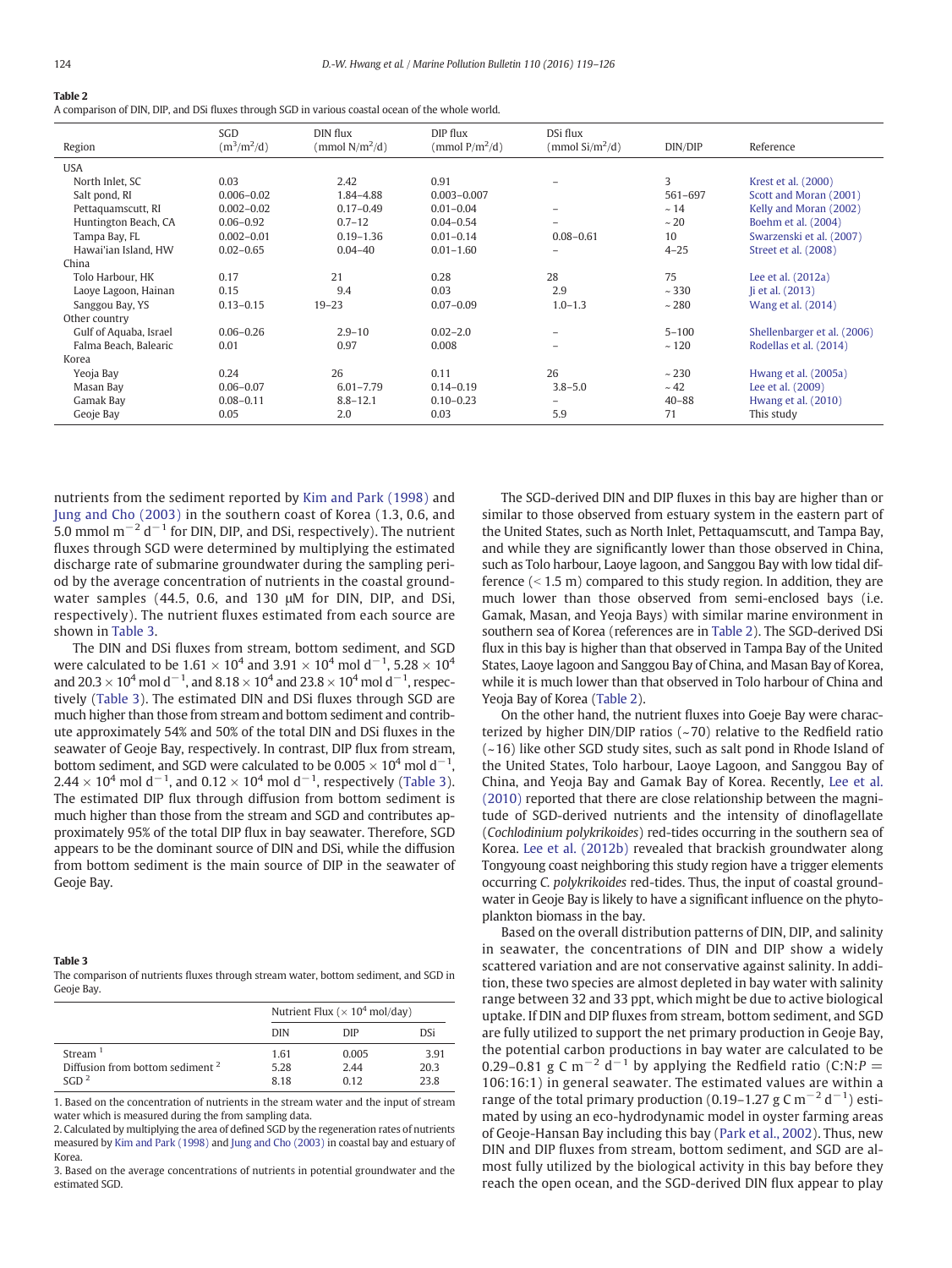**Table 2**
A comparison of DIN, DIP, and DSi fluxes through SGD in various coastal ocean of the whole world.

| Region | SGD ($m^3/m^2/d$) | DIN flux ($mmol\ N/m^2/d$) | DIP flux ($mmol\ P/m^2/d$) | DSi flux ($mmol\ Si/m^2/d$) | DIN/DIP | Reference |
|---|---|---|---|---|---|---|
| USA | | | | | | |
| North Inlet, SC | 0.03 | 2.42 | 0.91 | – | 3 | Krest et al. (2000) |
| Salt pond, RI | 0.006–0.02 | 1.84–4.88 | 0.003–0.007 | | 561–697 | Scott and Moran (2001) |
| Pettaquamscutt, RI | 0.002–0.02 | 0.17–0.49 | 0.01–0.04 | – | ~14 | Kelly and Moran (2002) |
| Huntington Beach, CA | 0.06–0.92 | 0.7–12 | 0.04–0.54 | – | ~20 | Boehm et al. (2004) |
| Tampa Bay, FL | 0.002–0.01 | 0.19–1.36 | 0.01–0.14 | 0.08–0.61 | 10 | Swarzenski et al. (2007) |
| Hawai'ian Island, HW | 0.02–0.65 | 0.04–40 | 0.01–1.60 | – | 4–25 | Street et al. (2008) |
| China | | | | | | |
| Tolo Harbour, HK | 0.17 | 21 | 0.28 | 28 | 75 | Lee et al. (2012a) |
| Laoye Lagoon, Hainan | 0.15 | 9.4 | 0.03 | 2.9 | ~330 | Ji et al. (2013) |
| Sanggou Bay, YS | 0.13–0.15 | 19–23 | 0.07–0.09 | 1.0–1.3 | ~280 | Wang et al. (2014) |
| Other country | | | | | | |
| Gulf of Aquaba, Israel | 0.06–0.26 | 2.9–10 | 0.02–2.0 | – | 5–100 | Shellenbarger et al. (2006) |
| Falma Beach, Balearic | 0.01 | 0.97 | 0.008 | – | ~120 | Rodellas et al. (2014) |
| Korea | | | | | | |
| Yeoja Bay | 0.24 | 26 | 0.11 | 26 | ~230 | Hwang et al. (2005a) |
| Masan Bay | 0.06–0.07 | 6.01–7.79 | 0.14–0.19 | 3.8–5.0 | ~42 | Lee et al. (2009) |
| Gamak Bay | 0.08–0.11 | 8.8–12.1 | 0.10–0.23 | – | 40–88 | Hwang et al. (2010) |
| Geoje Bay | 0.05 | 2.0 | 0.03 | 5.9 | 71 | This study |

nutrients from the sediment reported by Kim and Park (1998) and Jung and Cho (2003) in the southern coast of Korea (1.3, 0.6, and 5.0 mmol $m^{-2}\ d^{-1}$ for DIN, DIP, and DSi, respectively). The nutrient fluxes through SGD were determined by multiplying the estimated discharge rate of submarine groundwater during the sampling period by the average concentration of nutrients in the coastal groundwater samples (44.5, 0.6, and 130 μM for DIN, DIP, and DSi, respectively). The nutrient fluxes estimated from each source are shown in Table 3.

The DIN and DSi fluxes from stream, bottom sediment, and SGD were calculated to be $1.61 \times 10^4$ and $3.91 \times 10^4$ mol $d^{-1}$, $5.28 \times 10^4$ and $20.3 \times 10^4$ mol $d^{-1}$, and $8.18 \times 10^4$ and $23.8 \times 10^4$ mol $d^{-1}$, respectively (Table 3). The estimated DIN and DSi fluxes through SGD are much higher than those from stream and bottom sediment and contribute approximately 54% and 50% of the total DIN and DSi fluxes in the seawater of Geoje Bay, respectively. In contrast, DIP flux from stream, bottom sediment, and SGD were calculated to be $0.005 \times 10^4$ mol $d^{-1}$, $2.44 \times 10^4$ mol $d^{-1}$, and $0.12 \times 10^4$ mol $d^{-1}$, respectively (Table 3). The estimated DIP flux through diffusion from bottom sediment is much higher than those from the stream and SGD and contributes approximately 95% of the total DIP flux in bay seawater. Therefore, SGD appears to be the dominant source of DIN and DSi, while the diffusion from bottom sediment is the main source of DIP in the seawater of Geoje Bay.

**Table 3**
The comparison of nutrients fluxes through stream water, bottom sediment, and SGD in Geoje Bay.

| | Nutrient Flux ($\times 10^4$ mol/day) | | |
|---|---|---|---|
| | DIN | DIP | DSi |
| Stream [1] | 1.61 | 0.005 | 3.91 |
| Diffusion from bottom sediment [2] | 5.28 | 2.44 | 20.3 |
| SGD [2] | 8.18 | 0.12 | 23.8 |

1. Based on the concentration of nutrients in the stream water and the input of stream water which is measured during the from sampling data.
2. Calculated by multiplying the area of defined SGD by the regeneration rates of nutrients measured by Kim and Park (1998) and Jung and Cho (2003) in coastal bay and estuary of Korea.
3. Based on the average concentrations of nutrients in potential groundwater and the estimated SGD.

The SGD-derived DIN and DIP fluxes in this bay are higher than or similar to those observed from estuary system in the eastern part of the United States, such as North Inlet, Pettaquamscutt, and Tampa Bay, and while they are significantly lower than those observed in China, such as Tolo harbour, Laoye lagoon, and Sanggou Bay with low tidal difference (< 1.5 m) compared to this study region. In addition, they are much lower than those observed from semi-enclosed bays (i.e. Gamak, Masan, and Yeoja Bays) with similar marine environment in southern sea of Korea (references are in Table 2). The SGD-derived DSi flux in this bay is higher than that observed in Tampa Bay of the United States, Laoye lagoon and Sanggou Bay of China, and Masan Bay of Korea, while it is much lower than that observed in Tolo harbour of China and Yeoja Bay of Korea (Table 2).

On the other hand, the nutrient fluxes into Goeje Bay were characterized by higher DIN/DIP ratios (~70) relative to the Redfield ratio (~16) like other SGD study sites, such as salt pond in Rhode Island of the United States, Tolo harbour, Laoye Lagoon, and Sanggou Bay of China, and Yeoja Bay and Gamak Bay of Korea. Recently, Lee et al. (2010) reported that there are close relationship between the magnitude of SGD-derived nutrients and the intensity of dinoflagellate (*Cochlodinium polykrikoides*) red-tides occurring in the southern sea of Korea. Lee et al. (2012b) revealed that brackish groundwater along Tongyoung coast neighboring this study region have a trigger elements occurring *C. polykrikoides* red-tides. Thus, the input of coastal groundwater in Geoje Bay is likely to have a significant influence on the phytoplankton biomass in the bay.

Based on the overall distribution patterns of DIN, DIP, and salinity in seawater, the concentrations of DIN and DIP show a widely scattered variation and are not conservative against salinity. In addition, these two species are almost depleted in bay water with salinity range between 32 and 33 ppt, which might be due to active biological uptake. If DIN and DIP fluxes from stream, bottom sediment, and SGD are fully utilized to support the net primary production in Geoje Bay, the potential carbon productions in bay water are calculated to be 0.29–0.81 g C $m^{-2}\ d^{-1}$ by applying the Redfield ratio (C:N:$P$ = 106:16:1) in general seawater. The estimated values are within a range of the total primary production (0.19–1.27 g C $m^{-2}\ d^{-1}$) estimated by using an eco-hydrodynamic model in oyster farming areas of Geoje-Hansan Bay including this bay (Park et al., 2002). Thus, new DIN and DIP fluxes from stream, bottom sediment, and SGD are almost fully utilized by the biological activity in this bay before they reach the open ocean, and the SGD-derived DIN flux appear to play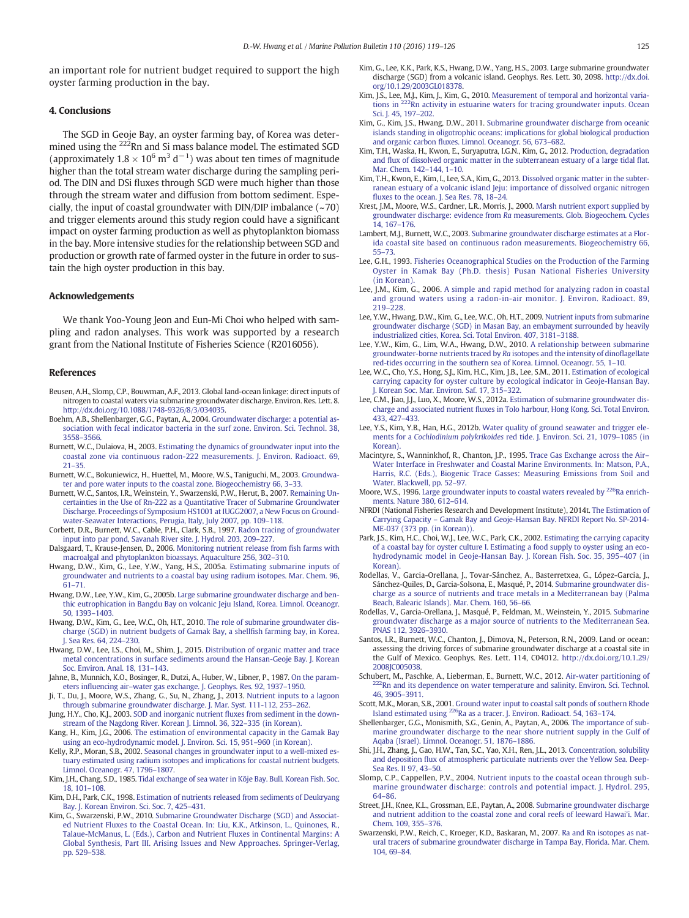an important role for nutrient budget required to support the high oyster farming production in the bay.

## 4. Conclusions

The SGD in Geoje Bay, an oyster farming bay, of Korea was determined using the $^{222}$Rn and Si mass balance model. The estimated SGD (approximately $1.8 \times 10^6$ m$^3$ d$^{-1}$) was about ten times of magnitude higher than the total stream water discharge during the sampling period. The DIN and DSi fluxes through SGD were much higher than those through the stream water and diffusion from bottom sediment. Especially, the input of coastal groundwater with DIN/DIP imbalance (~70) and trigger elements around this study region could have a significant impact on oyster farming production as well as phytoplankton biomass in the bay. More intensive studies for the relationship between SGD and production or growth rate of farmed oyster in the future in order to sustain the high oyster production in this bay.

## Acknowledgements

We thank Yoo-Young Jeon and Eun-Mi Choi who helped with sampling and radon analyses. This work was supported by a research grant from the National Institute of Fisheries Science (R2016056).

## References

Beusen, A.H., Slomp, C.P., Bouwman, A.F., 2013. Global land-ocean linkage: direct inputs of nitrogen to coastal waters via submarine groundwater discharge. Environ. Res. Lett. 8. http://dx.doi.org/10.1088/1748-9326/8/3/034035.

Boehm, A.B., Shellenbarger, G.G., Paytan, A., 2004. Groundwater discharge: a potential association with fecal indicator bacteria in the surf zone. Environ. Sci. Technol. 38, 3558–3566.

Burnett, W.C., Dulaiova, H., 2003. Estimating the dynamics of groundwater input into the coastal zone via continuous radon-222 measurements. J. Environ. Radioact. 69, 21–35.

Burnett, W.C., Bokuniewicz, H., Huettel, M., Moore, W.S., Taniguchi, M., 2003. Groundwater and pore water inputs to the coastal zone. Biogeochemistry 66, 3–33.

Burnett, W.C., Santos, I.R., Weinstein, Y., Swarzenski, P.W., Herut, B., 2007. Remaining Uncertainties in the Use of Rn-222 as a Quantitative Tracer of Submarine Groundwater Discharge. Proceedings of Symposium HS1001 at IUGG2007, a New Focus on Groundwater-Seawater Interactions, Perugia, Italy, July 2007, pp. 109–118.

Corbett, D.R., Burnett, W.C., Cable, P.H., Clark, S.B., 1997. Radon tracing of groundwater input into par pond, Savanah River site. J. Hydrol. 203, 209–227.

Dalsgaard, T., Krause-Jensen, D., 2006. Monitoring nutrient release from fish farms with macroalgal and phytoplankton bioassays. Aquaculture 256, 302–310.

Hwang, D.W., Kim, G., Lee, Y.W., Yang, H.S., 2005a. Estimating submarine inputs of groundwater and nutrients to a coastal bay using radium isotopes. Mar. Chem. 96, 61–71.

Hwang, D.W., Lee, Y.W., Kim, G., 2005b. Large submarine groundwater discharge and benthic eutrophication in Bangdu Bay on volcanic Jeju Island, Korea. Limnol. Oceanogr. 50, 1393–1403.

Hwang, D.W., Kim, G., Lee, W.C., Oh, H.T., 2010. The role of submarine groundwater discharge (SGD) in nutrient budgets of Gamak Bay, a shellfish farming bay, in Korea. J. Sea Res. 64, 224–230.

Hwang, D.W., Lee, I.S., Choi, M., Shim, J., 2015. Distribution of organic matter and trace metal concentrations in surface sediments around the Hansan-Geoje Bay. J. Korean Soc. Environ. Anal. 18, 131–143.

Jahne, B., Munnich, K.O., Bosinger, R., Dutzi, A., Huber, W., Libner, P., 1987. On the parameters influencing air–water gas exchange. J. Geophys. Res. 92, 1937–1950.

Ji, T., Du, J., Moore, W.S., Zhang, G., Su, N., Zhang, J., 2013. Nutrient inputs to a lagoon through submarine groundwater discharge. J. Mar. Syst. 111-112, 253–262.

Jung, H.Y., Cho, K.J., 2003. SOD and inorganic nutrient fluxes from sediment in the downstream of the Nagdong River. Korean J. Limnol. 36, 322–335 (in Korean).

Kang, H., Kim, J.G., 2006. The estimation of environmental capacity in the Gamak Bay using an eco-hydrodynamic model. J. Environ. Sci. 15, 951–960 (in Korean).

Kelly, R.P., Moran, S.B., 2002. Seasonal changes in groundwater input to a well-mixed estuary estimated using radium isotopes and implications for coastal nutrient budgets. Limnol. Oceanogr. 47, 1796–1807.

Kim, J.H., Chang, S.D., 1985. Tidal exchange of sea water in Kŏje Bay. Bull. Korean Fish. Soc. 18, 101–108.

Kim, D.H., Park, C.K., 1998. Estimation of nutrients released from sediments of Deukryang Bay. J. Korean Environ. Sci. Soc. 7, 425–431.

Kim, G., Swarzenski, P.W., 2010. Submarine Groundwater Discharge (SGD) and Associated Nutrient Fluxes to the Coastal Ocean. In: Liu, K.K., Atkinson, L., Quinones, R., Talaue-McManus, L. (Eds.), Carbon and Nutrient Fluxes in Continental Margins: A Global Synthesis, Part III. Arising Issues and New Approaches. Springer-Verlag, pp. 529–538.

Kim, G., Lee, K.K., Park, K.S., Hwang, D.W., Yang, H.S., 2003. Large submarine groundwater discharge (SGD) from a volcanic island. Geophys. Res. Lett. 30, 2098. http://dx.doi.org/10.1029/2003GL018378.

Kim, J.S., Lee, M.J., Kim, J., Kim, G., 2010. Measurement of temporal and horizontal variations in $^{222}$Rn activity in estuarine waters for tracing groundwater inputs. Ocean Sci. J. 45, 197–202.

Kim, G., Kim, J.S., Hwang, D.W., 2011. Submarine groundwater discharge from oceanic islands standing in oligotrophic oceans: implications for global biological production and organic carbon fluxes. Limnol. Oceanogr. 56, 673–682.

Kim, T.H., Waska, H., Kwon, E., Suryaputra, I.G.N., Kim, G., 2012. Production, degradation and flux of dissolved organic matter in the subterranean estuary of a large tidal flat. Mar. Chem. 142–144, 1–10.

Kim, T.H., Kwon, E., Kim, I., Lee, S.A., Kim, G., 2013. Dissolved organic matter in the subterranean estuary of a volcanic island Jeju: importance of dissolved organic nitrogen fluxes to the ocean. J. Sea Res. 78, 18–24.

Krest, J.M., Moore, W.S., Cardner, L.R., Morris, J., 2000. Marsh nutrient export supplied by groundwater discharge: evidence from *Ra* measurements. Glob. Biogeochem. Cycles 14, 167–176.

Lambert, M.J., Burnett, W.C., 2003. Submarine groundwater discharge estimates at a Florida coastal site based on continuous radon measurements. Biogeochemistry 66, 55–73.

Lee, G.H., 1993. Fisheries Oceanographical Studies on the Production of the Farming Oyster in Kamak Bay (Ph.D. thesis) Pusan National Fisheries University (in Korean).

Lee, J.M., Kim, G., 2006. A simple and rapid method for analyzing radon in coastal and ground waters using a radon-in-air monitor. J. Environ. Radioact. 89, 219–228.

Lee, Y.W., Hwang, D.W., Kim, G., Lee, W.C., Oh, H.T., 2009. Nutrient inputs from submarine groundwater discharge (SGD) in Masan Bay, an embayment surrounded by heavily industrialized cities, Korea. Sci. Total Environ. 407, 3181–3188.

Lee, Y.W., Kim, G., Lim, W.A., Hwang, D.W., 2010. A relationship between submarine groundwater-borne nutrients traced by *Ra* isotopes and the intensity of dinoflagellate red-tides occurring in the southern sea of Korea. Limnol. Oceanogr. 55, 1–10.

Lee, W.C., Cho, Y.S., Hong, S.J., Kim, H.C., Kim, J.B., Lee, S.M., 2011. Estimation of ecological carrying capacity for oyster culture by ecological indicator in Geoje-Hansan Bay. J. Korean Soc. Mar. Environ. Saf. 17, 315–322.

Lee, C.M., Jiao, J.J., Luo, X., Moore, W.S., 2012a. Estimation of submarine groundwater discharge and associated nutrient fluxes in Tolo harbour, Hong Kong. Sci. Total Environ. 433, 427–433.

Lee, Y.S., Kim, Y.B., Han, H.G., 2012b. Water quality of ground seawater and trigger elements for a *Cochlodinium polykrikoides* red tide. J. Environ. Sci. 21, 1079–1085 (in Korean).

Macintyre, S., Wanninkhof, R., Chanton, J.P., 1995. Trace Gas Exchange across the Air–Water Interface in Freshwater and Coastal Marine Environments. In: Matson, P.A., Harris, R.C. (Eds.), Biogenic Trace Gasses: Measuring Emissions from Soil and Water. Blackwell, pp. 52–97.

Moore, W.S., 1996. Large groundwater inputs to coastal waters revealed by $^{226}$Ra enrichments. Nature 380, 612–614.

NFRDI (National Fisheries Research and Development Institute), 2014t. The Estimation of Carrying Capacity – Gamak Bay and Geoje-Hansan Bay. NFRDI Report No. SP-2014-ME-037 (373 pp. (in Korean)).

Park, J.S., Kim, H.C., Choi, W.J., Lee, W.C., Park, C.K., 2002. Estimating the carrying capacity of a coastal bay for oyster culture I. Estimating a food supply to oyster using an eco-hydrodynamic model in Geoje-Hansan Bay. J. Korean Fish. Soc. 35, 395–407 (in Korean).

Rodellas, V., Garcia-Orellana, J., Tovar-Sánchez, A., Basterretxea, G., López-Garcia, J., Sánchez-Quiles, D., Garcia-Solsona, E., Masqué, P., 2014. Submarine groundwater discharge as a source of nutrients and trace metals in a Mediterranean bay (Palma Beach, Balearic Islands). Mar. Chem. 160, 56–66.

Rodellas, V., Garcia-Orellana, J., Masqué, P., Feldman, M., Weinstein, Y., 2015. Submarine groundwater discharge as a major source of nutrients to the Mediterranean Sea. PNAS 112, 3926–3930.

Santos, I.R., Burnett, W.C., Chanton, J., Dimova, N., Peterson, R.N., 2009. Land or ocean: assessing the driving forces of submarine groundwater discharge at a coastal site in the Gulf of Mexico. Geophys. Res. Lett. 114, C04012. http://dx.doi.org/10.1029/2008JC005038.

Schubert, M., Paschke, A., Lieberman, E., Burnett, W.C., 2012. Air-water partitioning of $^{222}$Rn and its dependence on water temperature and salinity. Environ. Sci. Technol. 46, 3905–3911.

Scott, M.K., Moran, S.B., 2001. Ground water input to coastal salt ponds of southern Rhode Island estimated using $^{226}$Ra as a tracer. J. Environ. Radioact. 54, 163–174.

Shellenbarger, G.G., Monismith, S.G., Genin, A., Paytan, A., 2006. The importance of submarine groundwater discharge to the near shore nutrient supply in the Gulf of Aqaba (Israel). Limnol. Oceanogr. 51, 1876–1886.

Shi, J.H., Zhang, J., Gao, H.W., Tan, S.C., Yao, X.H., Ren, J.L., 2013. Concentration, solubility and deposition flux of atmospheric particulate nutrients over the Yellow Sea. Deep-Sea Res. II 97, 43–50.

Slomp, C.P., Cappellen, P.V., 2004. Nutrient inputs to the coastal ocean through submarine groundwater discharge: controls and potential impact. J. Hydrol. 295, 64–86.

Street, J.H., Knee, K.L., Grossman, E.E., Paytan, A., 2008. Submarine groundwater discharge and nutrient addition to the coastal zone and coral reefs of leeward Hawai'i. Mar. Chem. 109, 355–376.

Swarzenski, P.W., Reich, C., Kroeger, K.D., Baskaran, M., 2007. Ra and Rn isotopes as natural tracers of submarine groundwater discharge in Tampa Bay, Florida. Mar. Chem. 104, 69–84.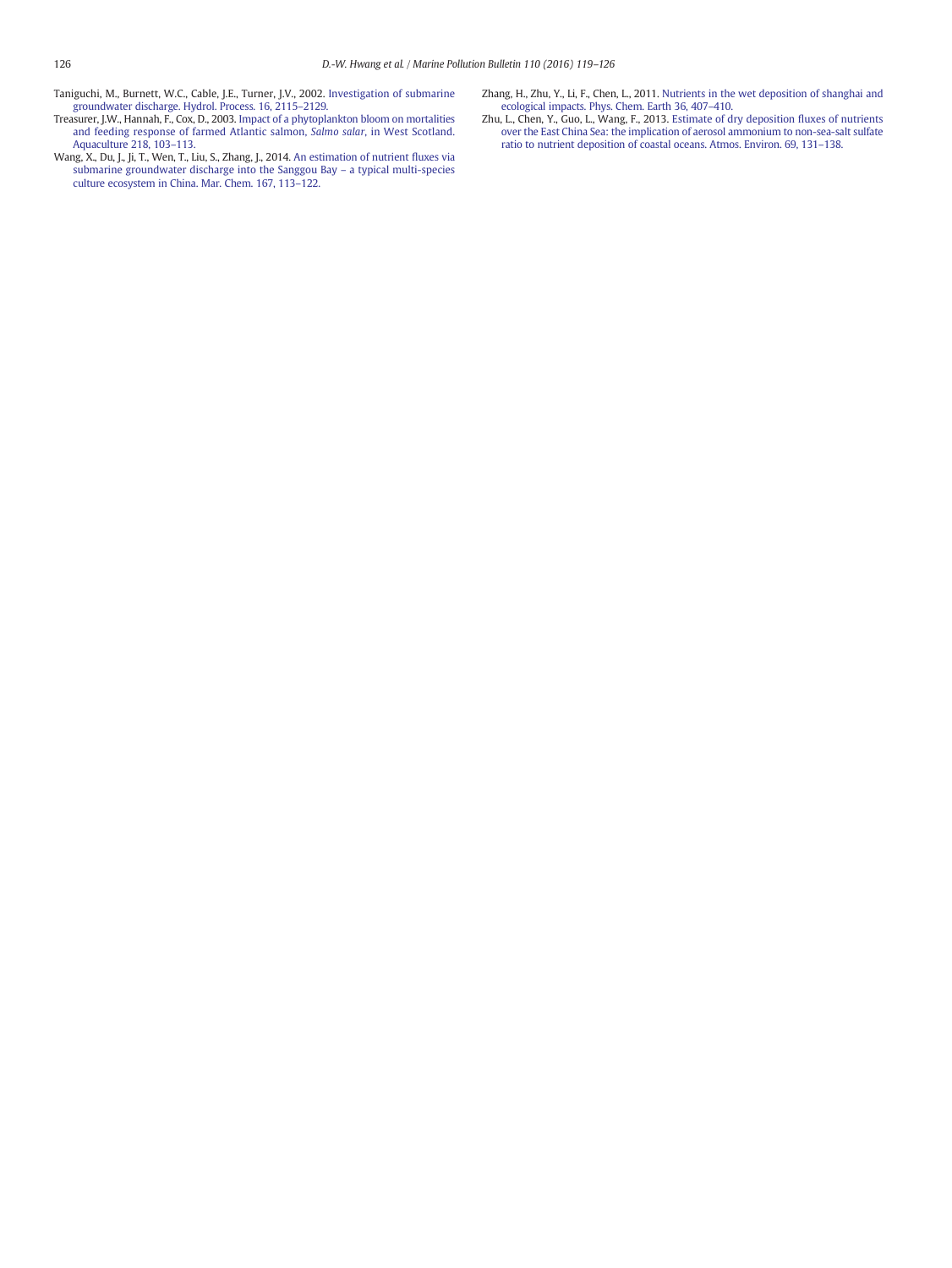Taniguchi, M., Burnett, W.C., Cable, J.E., Turner, J.V., 2002. Investigation of submarine groundwater discharge. Hydrol. Process. 16, 2115–2129.

Treasurer, J.W., Hannah, F., Cox, D., 2003. Impact of a phytoplankton bloom on mortalities and feeding response of farmed Atlantic salmon, *Salmo salar*, in West Scotland. Aquaculture 218, 103–113.

Wang, X., Du, J., Ji, T., Wen, T., Liu, S., Zhang, J., 2014. An estimation of nutrient fluxes via submarine groundwater discharge into the Sanggou Bay – a typical multi-species culture ecosystem in China. Mar. Chem. 167, 113–122.

Zhang, H., Zhu, Y., Li, F., Chen, L., 2011. Nutrients in the wet deposition of shanghai and ecological impacts. Phys. Chem. Earth 36, 407–410.

Zhu, L., Chen, Y., Guo, L., Wang, F., 2013. Estimate of dry deposition fluxes of nutrients over the East China Sea: the implication of aerosol ammonium to non-sea-salt sulfate ratio to nutrient deposition of coastal oceans. Atmos. Environ. 69, 131–138.